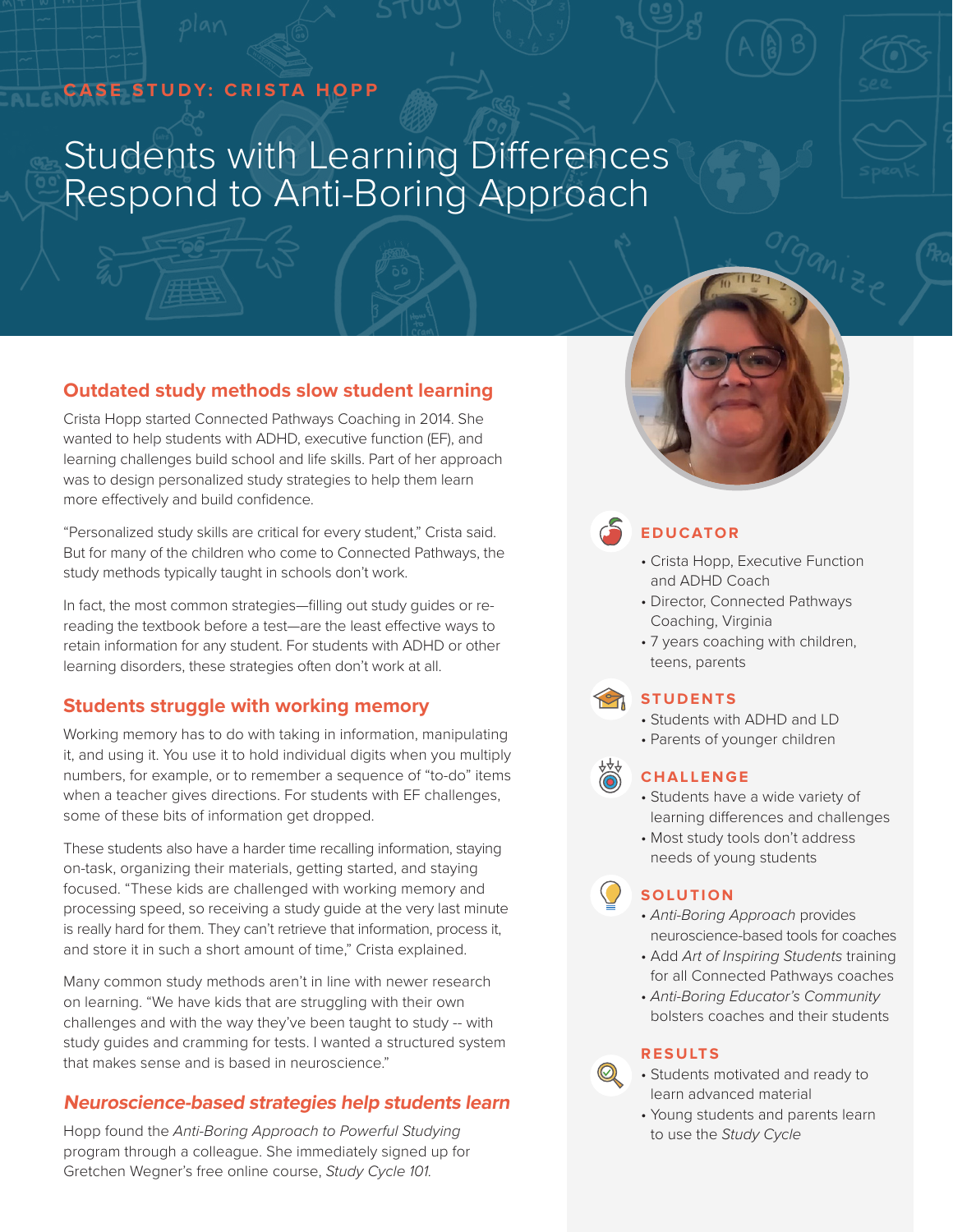CASE STUDY: CRISTA HOPP

# Students with Learning Differences Respond to Anti-Boring Approach

## Outdated study methods slow student learning

Crista Hopp started Connected Pathways Coaching in 2014. She wanted to help students with ADHD, executive function (EF), and learning challenges build school and life skills. Part of her approach was to design personalized study strategies to help them learn more effectively and build confidence.

"Personalized study skills are critical for every student," Crista said. But for many of the children who come to Connected Pathways, the study methods typically taught in schools don't work.

In fact, the most common strategies—filling out study guides or re-reading the textbook before a test—are the least effective ways to retain information for any student. For students with ADHD or other learning disorders, these strategies often don't work at all.

## Students struggle with working memory

Working memory has to do with taking in information, manipulating it, and using it. You use it to hold individual digits when you multiply numbers, for example, or to remember a sequence of "to-do" items when a teacher gives directions. For students with EF challenges, some of these bits of information get dropped.

These students also have a harder time recalling information, staying on-task, organizing their materials, getting started, and staying focused. "These kids are challenged with working memory and processing speed, so receiving a study guide at the very last minute is really hard for them. They can't retrieve that information, process it, and store it in such a short amount of time," Crista explained.

Many common study methods aren't in line with newer research on learning. "We have kids that are struggling with their own challenges and with the way they've been taught to study -- with study guides and cramming for tests. I wanted a structured system that makes sense and is based in neuroscience."

## *Neuroscience-based strategies help students learn*

Hopp found the *Anti-Boring Approach to Powerful Studying* program through a colleague. She immediately signed up for Gretchen Wegner's free online course, *Study Cycle 101*.

### EDUCATOR

- Crista Hopp, Executive Function and ADHD Coach
- Director, Connected Pathways Coaching, Virginia
- 7 years coaching with children, teens, parents

### STUDENTS

- Students with ADHD and LD
- Parents of younger children

### CHALLENGE

- Students have a wide variety of learning differences and challenges
- Most study tools don't address needs of young students

### SOLUTION

- *Anti-Boring Approach* provides neuroscience-based tools for coaches
- Add *Art of Inspiring Students* training for all Connected Pathways coaches
- *Anti-Boring Educator's Community* bolsters coaches and their students

### RESULTS

- Students motivated and ready to learn advanced material
- Young students and parents learn to use the *Study Cycle*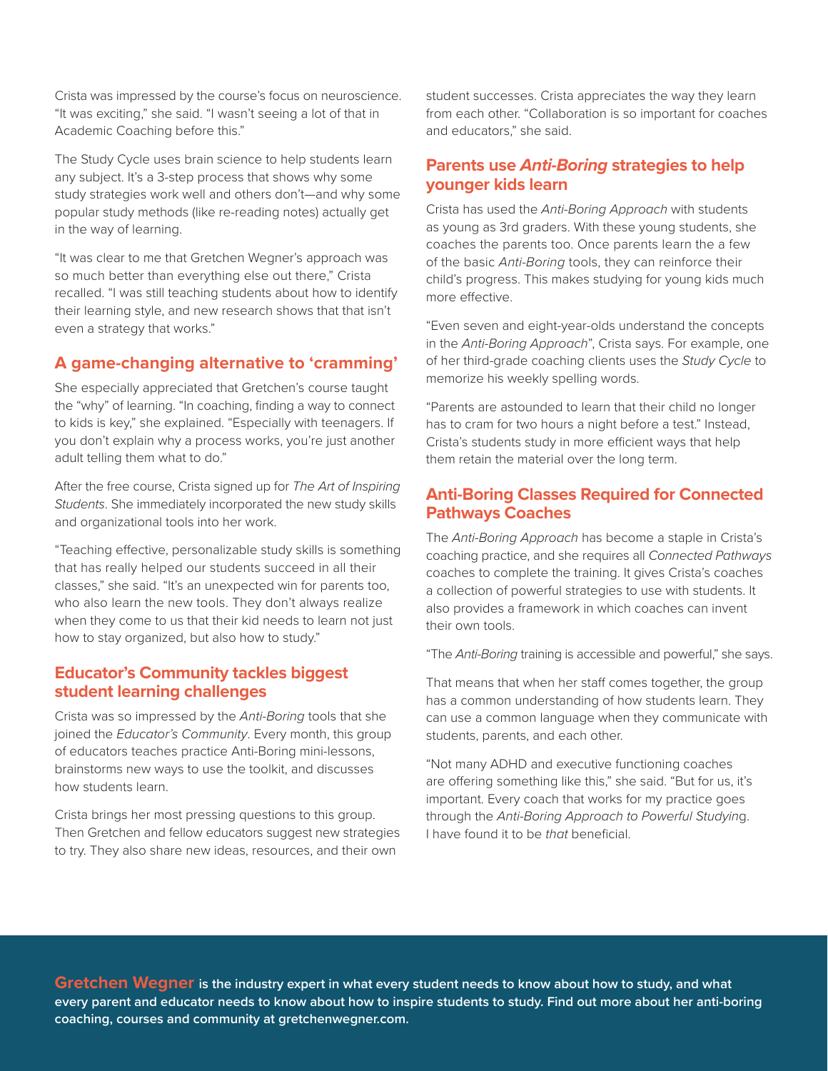Crista was impressed by the course's focus on neuroscience. "It was exciting," she said. "I wasn't seeing a lot of that in Academic Coaching before this."

The Study Cycle uses brain science to help students learn any subject. It's a 3-step process that shows why some study strategies work well and others don't—and why some popular study methods (like re-reading notes) actually get in the way of learning.

"It was clear to me that Gretchen Wegner's approach was so much better than everything else out there," Crista recalled. "I was still teaching students about how to identify their learning style, and new research shows that that isn't even a strategy that works."

## A game-changing alternative to 'cramming'

She especially appreciated that Gretchen's course taught the "why" of learning. "In coaching, finding a way to connect to kids is key," she explained. "Especially with teenagers. If you don't explain why a process works, you're just another adult telling them what to do."

After the free course, Crista signed up for *The Art of Inspiring Students*. She immediately incorporated the new study skills and organizational tools into her work.

"Teaching effective, personalizable study skills is something that has really helped our students succeed in all their classes," she said. "It's an unexpected win for parents too, who also learn the new tools. They don't always realize when they come to us that their kid needs to learn not just how to stay organized, but also how to study."

## Educator's Community tackles biggest student learning challenges

Crista was so impressed by the *Anti-Boring* tools that she joined the *Educator's Community*. Every month, this group of educators teaches practice Anti-Boring mini-lessons, brainstorms new ways to use the toolkit, and discusses how students learn.

Crista brings her most pressing questions to this group. Then Gretchen and fellow educators suggest new strategies to try. They also share new ideas, resources, and their own student successes. Crista appreciates the way they learn from each other. "Collaboration is so important for coaches and educators," she said.

## Parents use *Anti-Boring* strategies to help younger kids learn

Crista has used the *Anti-Boring Approach* with students as young as 3rd graders. With these young students, she coaches the parents too. Once parents learn the a few of the basic *Anti-Boring* tools, they can reinforce their child's progress. This makes studying for young kids much more effective.

"Even seven and eight-year-olds understand the concepts in the *Anti-Boring Approach*", Crista says. For example, one of her third-grade coaching clients uses the *Study Cycle* to memorize his weekly spelling words.

"Parents are astounded to learn that their child no longer has to cram for two hours a night before a test." Instead, Crista's students study in more efficient ways that help them retain the material over the long term.

## Anti-Boring Classes Required for Connected Pathways Coaches

The *Anti-Boring Approach* has become a staple in Crista's coaching practice, and she requires all *Connected Pathways* coaches to complete the training. It gives Crista's coaches a collection of powerful strategies to use with students. It also provides a framework in which coaches can invent their own tools.

"The *Anti-Boring* training is accessible and powerful," she says.

That means that when her staff comes together, the group has a common understanding of how students learn. They can use a common language when they communicate with students, parents, and each other.

"Not many ADHD and executive functioning coaches are offering something like this," she said. "But for us, it's important. Every coach that works for my practice goes through the *Anti-Boring Approach to Powerful Studying*. I have found it to be *that* beneficial.

**Gretchen Wegner is the industry expert in what every student needs to know about how to study, and what every parent and educator needs to know about how to inspire students to study. Find out more about her anti-boring coaching, courses and community at gretchenwegner.com.**